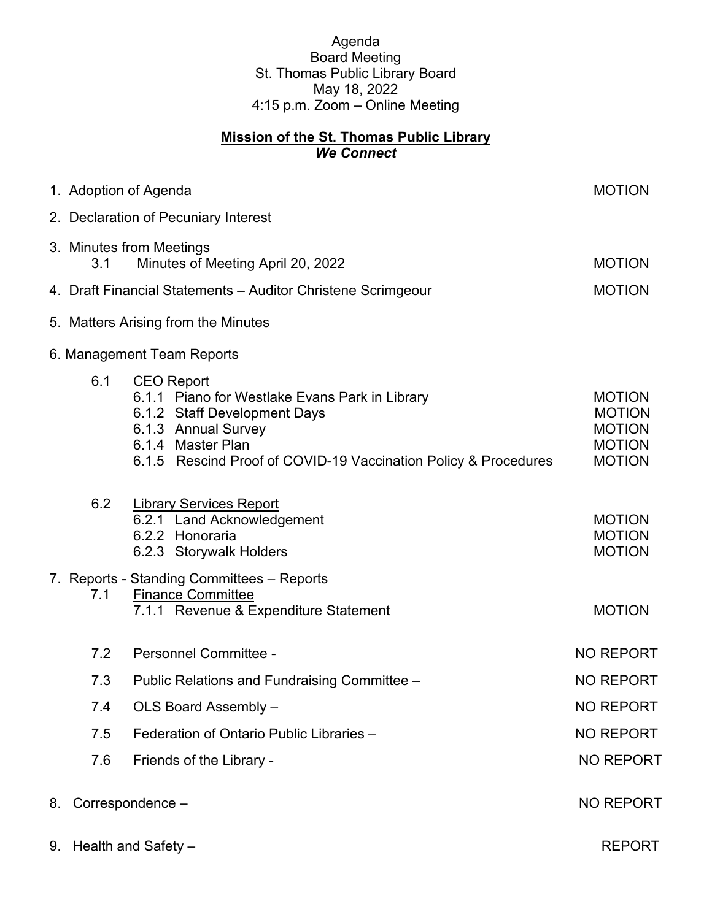Agenda
Board Meeting
St. Thomas Public Library Board
May 18, 2022
4:15 p.m. Zoom – Online Meeting

**<u>Mission of the St. Thomas Public Library</u>**
***We Connect***

| Item | Action |
|---|---|
| 1. Adoption of Agenda | MOTION |
| 2. Declaration of Pecuniary Interest | |
| 3. Minutes from Meetings | |
| 3.1 Minutes of Meeting April 20, 2022 | MOTION |
| 4. Draft Financial Statements – Auditor Christene Scrimgeour | MOTION |
| 5. Matters Arising from the Minutes | |
| 6. Management Team Reports | |
| 6.1 <u>CEO Report</u> | |
| 6.1.1 Piano for Westlake Evans Park in Library | MOTION |
| 6.1.2 Staff Development Days | MOTION |
| 6.1.3 Annual Survey | MOTION |
| 6.1.4 Master Plan | MOTION |
| 6.1.5 Rescind Proof of COVID-19 Vaccination Policy & Procedures | MOTION |
| 6.2 <u>Library Services Report</u> | |
| 6.2.1 Land Acknowledgement | MOTION |
| 6.2.2 Honoraria | MOTION |
| 6.2.3 Storywalk Holders | MOTION |
| 7. Reports - Standing Committees – Reports | |
| 7.1 <u>Finance Committee</u> | |
| 7.1.1 Revenue & Expenditure Statement | MOTION |
| 7.2 Personnel Committee - | NO REPORT |
| 7.3 Public Relations and Fundraising Committee – | NO REPORT |
| 7.4 OLS Board Assembly – | NO REPORT |
| 7.5 Federation of Ontario Public Libraries – | NO REPORT |
| 7.6 Friends of the Library - | NO REPORT |
| 8. Correspondence – | NO REPORT |
| 9. Health and Safety – | REPORT |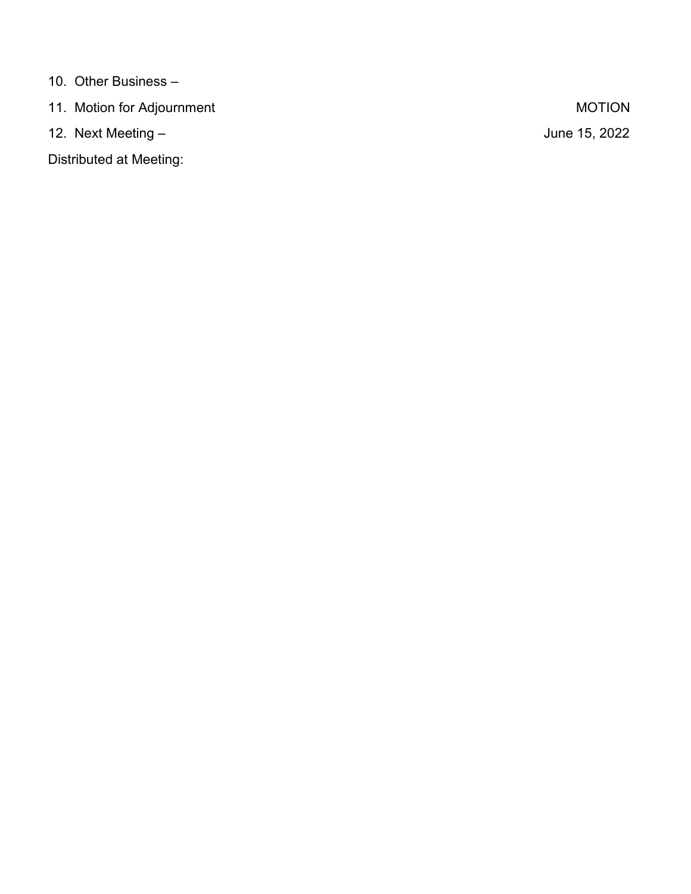10. Other Business –
11. Motion for Adjournment MOTION
12. Next Meeting – June 15, 2022

Distributed at Meeting: